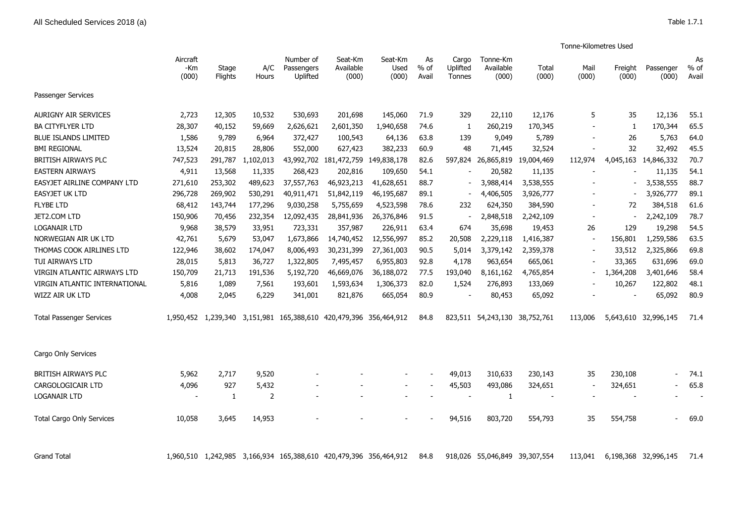All Scheduled Services 2018 (a)

Table 1.7.1

| | Aircraft -Km (000) | Stage Flights | A/C Hours | Number of Passengers Uplifted | Seat-Km Available (000) | Seat-Km Used (000) | As % of Avail | Cargo Uplifted Tonnes | Tonne-Km Available (000) | Tonne-Kilometres Used | | | | |
|---|---|---|---|---|---|---|---|---|---|---|---|---|---|---|
| | | | | | | | | | | Total (000) | Mail (000) | Freight (000) | Passenger (000) | As % of Avail |
| **Passenger Services** | | | | | | | | | | | | | | |
| AURIGNY AIR SERVICES | 2,723 | 12,305 | 10,532 | 530,693 | 201,698 | 145,060 | 71.9 | 329 | 22,110 | 12,176 | 5 | 35 | 12,136 | 55.1 |
| BA CITYFLYER LTD | 28,307 | 40,152 | 59,669 | 2,626,621 | 2,601,350 | 1,940,658 | 74.6 | 1 | 260,219 | 170,345 | - | 1 | 170,344 | 65.5 |
| BLUE ISLANDS LIMITED | 1,586 | 9,789 | 6,964 | 372,427 | 100,543 | 64,136 | 63.8 | 139 | 9,049 | 5,789 | - | 26 | 5,763 | 64.0 |
| BMI REGIONAL | 13,524 | 20,815 | 28,806 | 552,000 | 627,423 | 382,233 | 60.9 | 48 | 71,445 | 32,524 | - | 32 | 32,492 | 45.5 |
| BRITISH AIRWAYS PLC | 747,523 | 291,787 | 1,102,013 | 43,992,702 | 181,472,759 | 149,838,178 | 82.6 | 597,824 | 26,865,819 | 19,004,469 | 112,974 | 4,045,163 | 14,846,332 | 70.7 |
| EASTERN AIRWAYS | 4,911 | 13,568 | 11,335 | 268,423 | 202,816 | 109,650 | 54.1 | - | 20,582 | 11,135 | - | - | 11,135 | 54.1 |
| EASYJET AIRLINE COMPANY LTD | 271,610 | 253,302 | 489,623 | 37,557,763 | 46,923,213 | 41,628,651 | 88.7 | - | 3,988,414 | 3,538,555 | - | - | 3,538,555 | 88.7 |
| EASYJET UK LTD | 296,728 | 269,902 | 530,291 | 40,911,471 | 51,842,119 | 46,195,687 | 89.1 | - | 4,406,505 | 3,926,777 | - | - | 3,926,777 | 89.1 |
| FLYBE LTD | 68,412 | 143,744 | 177,296 | 9,030,258 | 5,755,659 | 4,523,598 | 78.6 | 232 | 624,350 | 384,590 | - | 72 | 384,518 | 61.6 |
| JET2.COM LTD | 150,906 | 70,456 | 232,354 | 12,092,435 | 28,841,936 | 26,376,846 | 91.5 | - | 2,848,518 | 2,242,109 | - | - | 2,242,109 | 78.7 |
| LOGANAIR LTD | 9,968 | 38,579 | 33,951 | 723,331 | 357,987 | 226,911 | 63.4 | 674 | 35,698 | 19,453 | 26 | 129 | 19,298 | 54.5 |
| NORWEGIAN AIR UK LTD | 42,761 | 5,679 | 53,047 | 1,673,866 | 14,740,452 | 12,556,997 | 85.2 | 20,508 | 2,229,118 | 1,416,387 | - | 156,801 | 1,259,586 | 63.5 |
| THOMAS COOK AIRLINES LTD | 122,946 | 38,602 | 174,047 | 8,006,493 | 30,231,399 | 27,361,003 | 90.5 | 5,014 | 3,379,142 | 2,359,378 | - | 33,512 | 2,325,866 | 69.8 |
| TUI AIRWAYS LTD | 28,015 | 5,813 | 36,727 | 1,322,805 | 7,495,457 | 6,955,803 | 92.8 | 4,178 | 963,654 | 665,061 | - | 33,365 | 631,696 | 69.0 |
| VIRGIN ATLANTIC AIRWAYS LTD | 150,709 | 21,713 | 191,536 | 5,192,720 | 46,669,076 | 36,188,072 | 77.5 | 193,040 | 8,161,162 | 4,765,854 | - | 1,364,208 | 3,401,646 | 58.4 |
| VIRGIN ATLANTIC INTERNATIONAL | 5,816 | 1,089 | 7,561 | 193,601 | 1,593,634 | 1,306,373 | 82.0 | 1,524 | 276,893 | 133,069 | - | 10,267 | 122,802 | 48.1 |
| WIZZ AIR UK LTD | 4,008 | 2,045 | 6,229 | 341,001 | 821,876 | 665,054 | 80.9 | - | 80,453 | 65,092 | - | - | 65,092 | 80.9 |
| Total Passenger Services | 1,950,452 | 1,239,340 | 3,151,981 | 165,388,610 | 420,479,396 | 356,464,912 | 84.8 | 823,511 | 54,243,130 | 38,752,761 | 113,006 | 5,643,610 | 32,996,145 | 71.4 |
| **Cargo Only Services** | | | | | | | | | | | | | | |
| BRITISH AIRWAYS PLC | 5,962 | 2,717 | 9,520 | - | - | - | - | 49,013 | 310,633 | 230,143 | 35 | 230,108 | - | 74.1 |
| CARGOLOGICAIR LTD | 4,096 | 927 | 5,432 | - | - | - | - | 45,503 | 493,086 | 324,651 | - | 324,651 | - | 65.8 |
| LOGANAIR LTD | - | 1 | 2 | - | - | - | - | - | 1 | - | - | - | - | - |
| Total Cargo Only Services | 10,058 | 3,645 | 14,953 | - | - | - | - | 94,516 | 803,720 | 554,793 | 35 | 554,758 | - | 69.0 |
| Grand Total | 1,960,510 | 1,242,985 | 3,166,934 | 165,388,610 | 420,479,396 | 356,464,912 | 84.8 | 918,026 | 55,046,849 | 39,307,554 | 113,041 | 6,198,368 | 32,996,145 | 71.4 |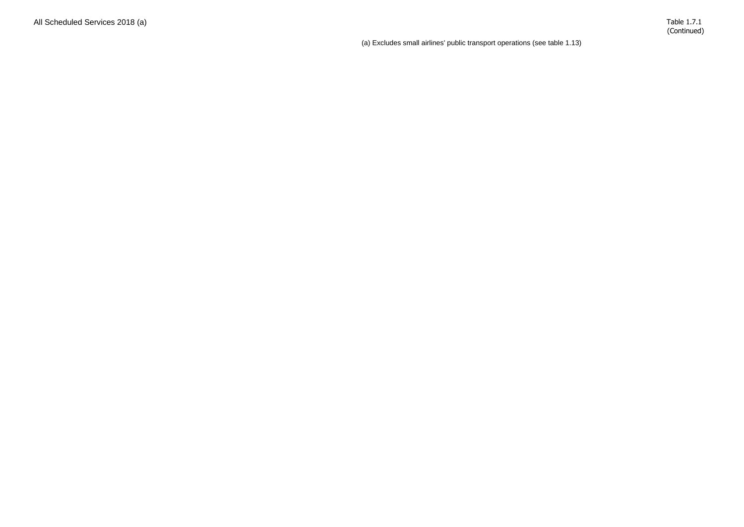All Scheduled Services 2018 (a)

Table 1.7.1
(Continued)

(a) Excludes small airlines' public transport operations (see table 1.13)